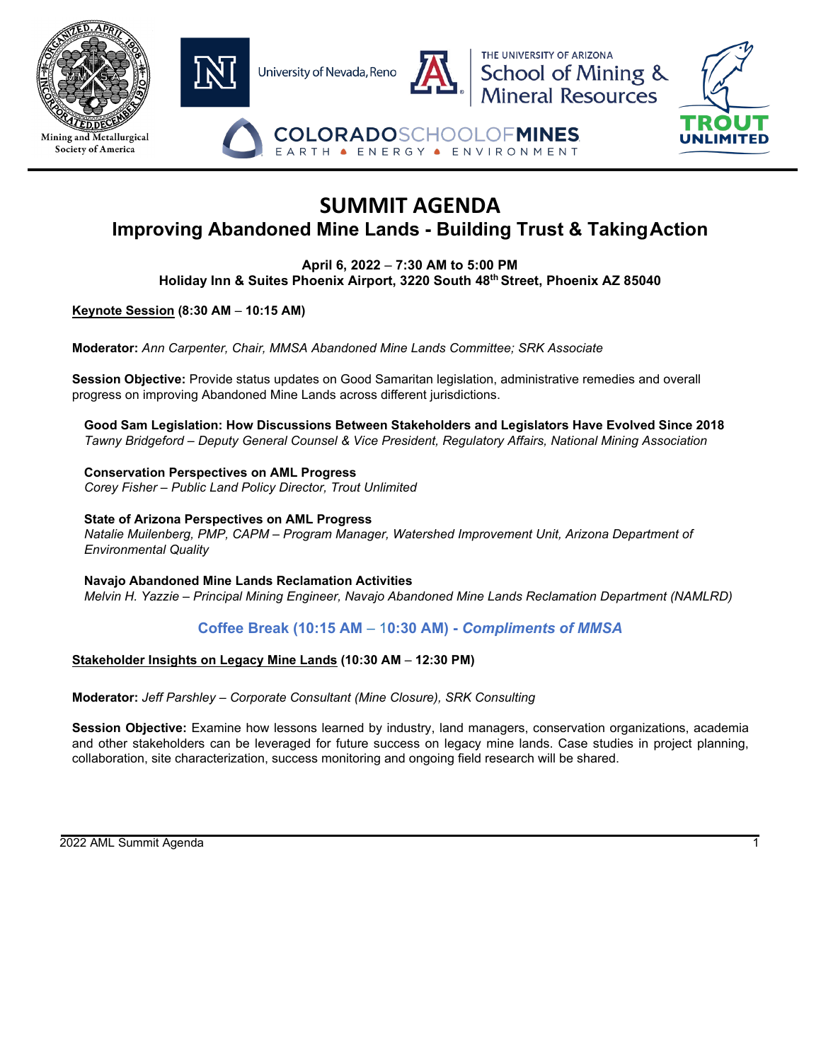Mining and Metallurgical Society of America | University of Nevada, Reno | The University of Arizona School of Mining & Mineral Resources | Colorado School of Mines — Earth • Energy • Environment | Trout Unlimited

# SUMMIT AGENDA

## Improving Abandoned Mine Lands - Building Trust & Taking Action

**April 6, 2022 – 7:30 AM to 5:00 PM**
**Holiday Inn & Suites Phoenix Airport, 3220 South 48th Street, Phoenix AZ 85040**

**Keynote Session (8:30 AM – 10:15 AM)**

**Moderator:** *Ann Carpenter, Chair, MMSA Abandoned Mine Lands Committee; SRK Associate*

**Session Objective:** Provide status updates on Good Samaritan legislation, administrative remedies and overall progress on improving Abandoned Mine Lands across different jurisdictions.

**Good Sam Legislation: How Discussions Between Stakeholders and Legislators Have Evolved Since 2018**
*Tawny Bridgeford – Deputy General Counsel & Vice President, Regulatory Affairs, National Mining Association*

**Conservation Perspectives on AML Progress**
*Corey Fisher – Public Land Policy Director, Trout Unlimited*

**State of Arizona Perspectives on AML Progress**
*Natalie Muilenberg, PMP, CAPM – Program Manager, Watershed Improvement Unit, Arizona Department of Environmental Quality*

**Navajo Abandoned Mine Lands Reclamation Activities**
*Melvin H. Yazzie – Principal Mining Engineer, Navajo Abandoned Mine Lands Reclamation Department (NAMLRD)*

**Coffee Break (10:15 AM – 10:30 AM) - *Compliments of MMSA***

**Stakeholder Insights on Legacy Mine Lands (10:30 AM – 12:30 PM)**

**Moderator:** *Jeff Parshley – Corporate Consultant (Mine Closure), SRK Consulting*

**Session Objective:** Examine how lessons learned by industry, land managers, conservation organizations, academia and other stakeholders can be leveraged for future success on legacy mine lands. Case studies in project planning, collaboration, site characterization, success monitoring and ongoing field research will be shared.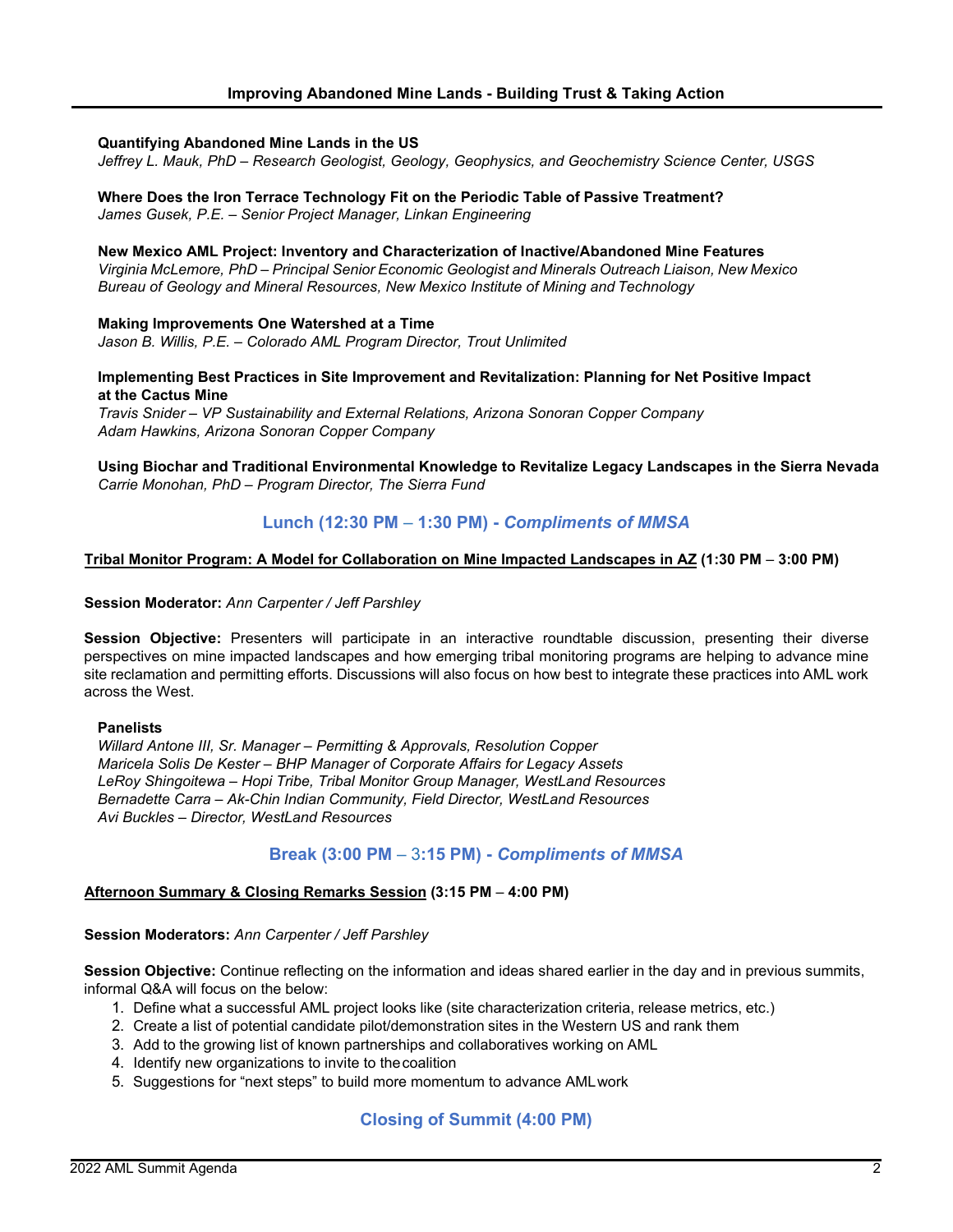**Quantifying Abandoned Mine Lands in the US**
*Jeffrey L. Mauk, PhD – Research Geologist, Geology, Geophysics, and Geochemistry Science Center, USGS*

**Where Does the Iron Terrace Technology Fit on the Periodic Table of Passive Treatment?**
*James Gusek, P.E. – Senior Project Manager, Linkan Engineering*

**New Mexico AML Project: Inventory and Characterization of Inactive/Abandoned Mine Features**
*Virginia McLemore, PhD – Principal Senior Economic Geologist and Minerals Outreach Liaison, New Mexico Bureau of Geology and Mineral Resources, New Mexico Institute of Mining and Technology*

**Making Improvements One Watershed at a Time**
*Jason B. Willis, P.E. – Colorado AML Program Director, Trout Unlimited*

**Implementing Best Practices in Site Improvement and Revitalization: Planning for Net Positive Impact at the Cactus Mine**
*Travis Snider – VP Sustainability and External Relations, Arizona Sonoran Copper Company*
*Adam Hawkins, Arizona Sonoran Copper Company*

**Using Biochar and Traditional Environmental Knowledge to Revitalize Legacy Landscapes in the Sierra Nevada**
*Carrie Monohan, PhD – Program Director, The Sierra Fund*

## Lunch (12:30 PM – 1:30 PM) - *Compliments of MMSA*

**Tribal Monitor Program: A Model for Collaboration on Mine Impacted Landscapes in AZ (1:30 PM – 3:00 PM)**

**Session Moderator:** *Ann Carpenter / Jeff Parshley*

**Session Objective:** Presenters will participate in an interactive roundtable discussion, presenting their diverse perspectives on mine impacted landscapes and how emerging tribal monitoring programs are helping to advance mine site reclamation and permitting efforts. Discussions will also focus on how best to integrate these practices into AML work across the West.

**Panelists**
*Willard Antone III, Sr. Manager – Permitting & Approvals, Resolution Copper*
*Maricela Solis De Kester – BHP Manager of Corporate Affairs for Legacy Assets*
*LeRoy Shingoitewa – Hopi Tribe, Tribal Monitor Group Manager, WestLand Resources*
*Bernadette Carra – Ak-Chin Indian Community, Field Director, WestLand Resources*
*Avi Buckles – Director, WestLand Resources*

## Break (3:00 PM – 3:15 PM) - *Compliments of MMSA*

**Afternoon Summary & Closing Remarks Session (3:15 PM – 4:00 PM)**

**Session Moderators:** *Ann Carpenter / Jeff Parshley*

**Session Objective:** Continue reflecting on the information and ideas shared earlier in the day and in previous summits, informal Q&A will focus on the below:

1. Define what a successful AML project looks like (site characterization criteria, release metrics, etc.)
2. Create a list of potential candidate pilot/demonstration sites in the Western US and rank them
3. Add to the growing list of known partnerships and collaboratives working on AML
4. Identify new organizations to invite to the coalition
5. Suggestions for "next steps" to build more momentum to advance AML work

## Closing of Summit (4:00 PM)